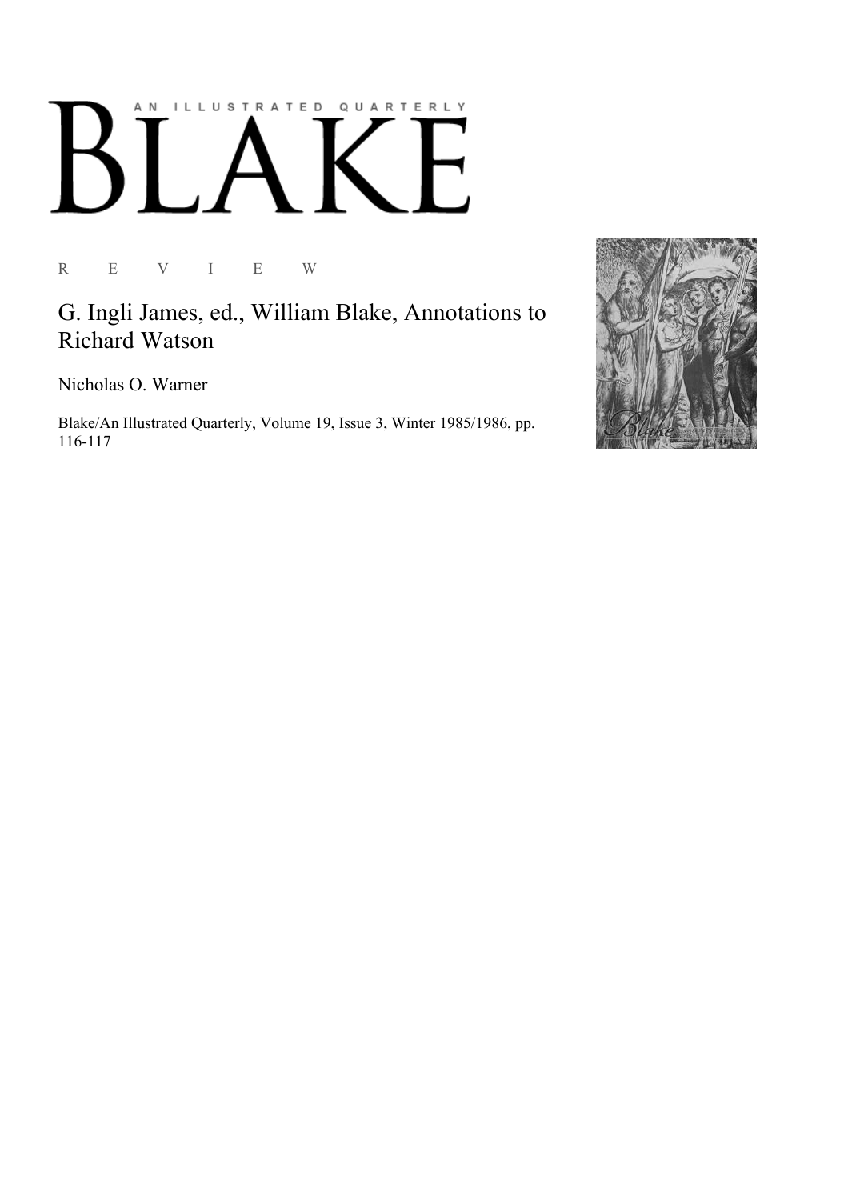# BLAKE

AN ILLUSTRATED QUARTERLY

R E V I E W

## G. Ingli James, ed., William Blake, Annotations to Richard Watson

Nicholas O. Warner

Blake/An Illustrated Quarterly, Volume 19, Issue 3, Winter 1985/1986, pp. 116-117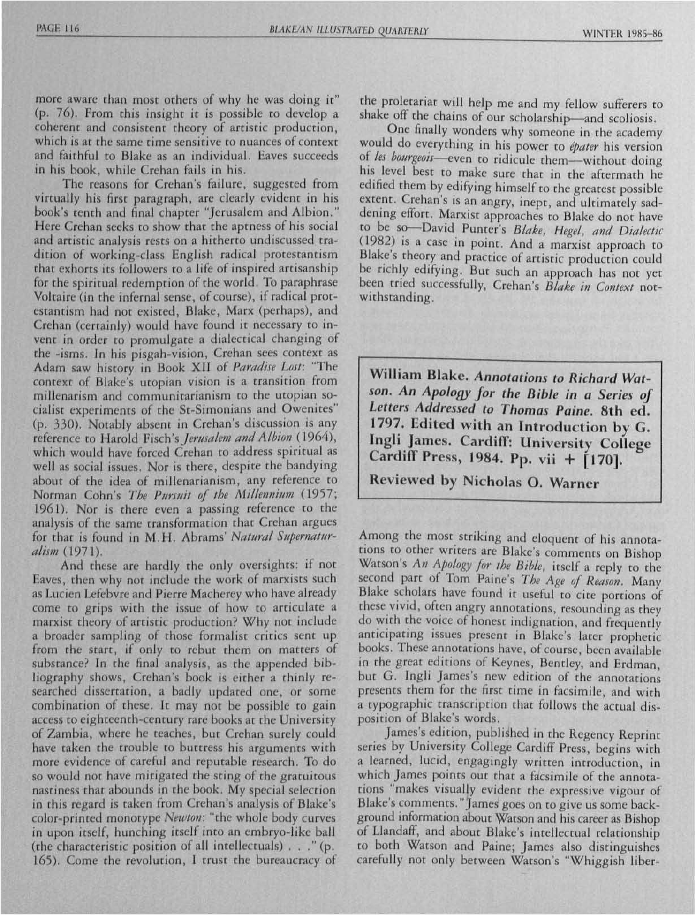more aware than most others of why he was doing it" (p. 76). From this insight it is possible to develop a coherent and consistent theory of artistic production, which is at the same time sensitive to nuances of context and faithful to Blake as an individual. Eaves succeeds in his book, while Crehan fails in his.

The reasons for Crehan's failure, suggested from virtually his first paragraph, are clearly evident in his book's tenth and final chapter "Jerusalem and Albion." Here Crehan seeks to show that the aptness of his social and artistic analysis rests on a hitherto undiscussed tradition of working-class English radical protestantism that exhorts its followers to a life of inspired artisanship for the spiritual redemption of the world. To paraphrase Voltaire (in the infernal sense, of course), if radical protestantism had not existed, Blake, Marx (perhaps), and Crehan (certainly) would have found it necessary to invent in order to promulgate a dialectical changing of the -isms. In his pisgah-vision, Crehan sees context as Adam saw history in Book XII of *Paradise Lost*: "The context of Blake's utopian vision is a transition from millenarism and communitarianism to the utopian socialist experiments of the St-Simonians and Owenites" (p. 330). Notably absent in Crehan's discussion is any reference to Harold Fisch's *Jerusalem and Albion* (1964), which would have forced Crehan to address spiritual as well as social issues. Nor is there, despite the bandying about of the idea of millenarianism, any reference to Norman Cohn's *The Pursuit of the Millennium* (1957; 1961). Nor is there even a passing reference to the analysis of the same transformation that Crehan argues for that is found in M.H. Abrams' *Natural Supernaturalism* (1971).

And these are hardly the only oversights: if not Eaves, then why not include the work of marxists such as Lucien Lefebvre and Pierre Macherey who have already come to grips with the issue of how to articulate a marxist theory of artistic production? Why not include a broader sampling of those formalist critics sent up from the start, if only to rebut them on matters of substance? In the final analysis, as the appended bibliography shows, Crehan's book is either a thinly researched dissertation, a badly updated one, or some combination of these. It may not be possible to gain access to eighteenth-century rare books at the University of Zambia, where he teaches, but Crehan surely could have taken the trouble to buttress his arguments with more evidence of careful and reputable research. To do so would not have mitigated the sting of the gratuitous nastiness that abounds in the book. My special selection in this regard is taken from Crehan's analysis of Blake's color-printed monotype *Newton*: "the whole body curves in upon itself, hunching itself into an embryo-like ball (the characteristic position of all intellectuals) . . ." (p. 165). Come the revolution, I trust the bureaucracy of the proletariat will help me and my fellow sufferers to shake off the chains of our scholarship—and scoliosis.

One finally wonders why someone in the academy would do everything in his power to *épater* his version of *les bourgeois*—even to ridicule them—without doing his level best to make sure that in the aftermath he edified them by edifying himself to the greatest possible extent. Crehan's is an angry, inept, and ultimately saddening effort. Marxist approaches to Blake do not have to be so—David Punter's *Blake, Hegel, and Dialectic* (1982) is a case in point. And a marxist approach to Blake's theory and practice of artistic production could be richly edifying. But such an approach has not yet been tried successfully, Crehan's *Blake in Context* notwithstanding.

## William Blake. *Annotations to Richard Watson. An Apology for the Bible in a Series of Letters Addressed to Thomas Paine.* 8th ed. 1797. Edited with an Introduction by G. Ingli James. Cardiff: University College Cardiff Press, 1984. Pp. vii + [170].

**Reviewed by Nicholas O. Warner**

Among the most striking and eloquent of his annotations to other writers are Blake's comments on Bishop Watson's *An Apology for the Bible*, itself a reply to the second part of Tom Paine's *The Age of Reason*. Many Blake scholars have found it useful to cite portions of these vivid, often angry annotations, resounding as they do with the voice of honest indignation, and frequently anticipating issues present in Blake's later prophetic books. These annotations have, of course, been available in the great editions of Keynes, Bentley, and Erdman, but G. Ingli James's new edition of the annotations presents them for the first time in facsimile, and with a typographic transcription that follows the actual disposition of Blake's words.

James's edition, published in the Regency Reprint series by University College Cardiff Press, begins with a learned, lucid, engagingly written introduction, in which James points out that a facsimile of the annotations "makes visually evident the expressive vigour of Blake's comments." James goes on to give us some background information about Watson and his career as Bishop of Llandaff, and about Blake's intellectual relationship to both Watson and Paine; James also distinguishes carefully not only between Watson's "Whiggish liber-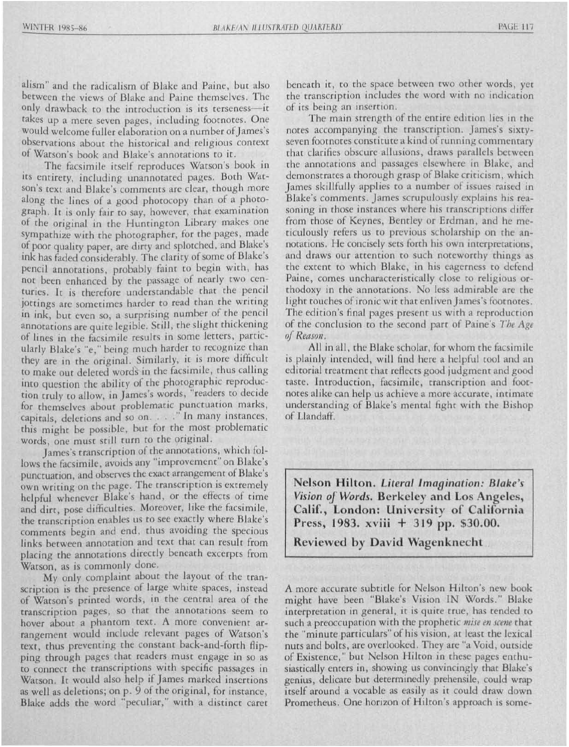alism" and the radicalism of Blake and Paine, but also between the views of Blake and Paine themselves. The only drawback to the introduction is its terseness—it takes up a mere seven pages, including footnotes. One would welcome fuller elaboration on a number of James's observations about the historical and religious context of Watson's book and Blake's annotations to it.

The facsimile itself reproduces Watson's book in its entirety, including unannotated pages. Both Watson's text and Blake's comments are clear, though more along the lines of a good photocopy than of a photograph. It is only fair to say, however, that examination of the original in the Huntington Library makes one sympathize with the photographer, for the pages, made of poor quality paper, are dirty and splotched, and Blake's ink has faded considerably. The clarity of some of Blake's pencil annotations, probably faint to begin with, has not been enhanced by the passage of nearly two centuries. It is therefore understandable that the pencil jottings are sometimes harder to read than the writing in ink, but even so, a surprising number of the pencil annotations are quite legible. Still, the slight thickening of lines in the facsimile results in some letters, particularly Blake's "e," being much harder to recognize than they are in the original. Similarly, it is more difficult to make out deleted words in the facsimile, thus calling into question the ability of the photographic reproduction truly to allow, in James's words, "readers to decide for themselves about problematic punctuation marks, capitals, deletions and so on. . . ." In many instances, this might be possible, but for the most problematic words, one must still turn to the original.

James's transcription of the annotations, which follows the facsimile, avoids any "improvement" on Blake's punctuation, and observes the exact arrangement of Blake's own writing on the page. The transcription is extremely helpful whenever Blake's hand, or the effects of time and dirt, pose difficulties. Moreover, like the facsimile, the transcription enables us to see exactly where Blake's comments begin and end, thus avoiding the specious links between annotation and text that can result from placing the annotations directly beneath excerpts from Watson, as is commonly done.

My only complaint about the layout of the transcription is the presence of large white spaces, instead of Watson's printed words, in the central area of the transcription pages, so that the annotations seem to hover about a phantom text. A more convenient arrangement would include relevant pages of Watson's text, thus preventing the constant back-and-forth flipping through pages that readers must engage in so as to connect the transcriptions with specific passages in Watson. It would also help if James marked insertions as well as deletions; on p. 9 of the original, for instance, Blake adds the word "peculiar," with a distinct caret beneath it, to the space between two other words, yet the transcription includes the word with no indication of its being an insertion.

The main strength of the entire edition lies in the notes accompanying the transcription. James's sixty-seven footnotes constitute a kind of running commentary that clarifies obscure allusions, draws parallels between the annotations and passages elsewhere in Blake, and demonstrates a thorough grasp of Blake criticism, which James skillfully applies to a number of issues raised in Blake's comments. James scrupulously explains his reasoning in those instances where his transcriptions differ from those of Keynes, Bentley or Erdman, and he meticulously refers us to previous scholarship on the annotations. He concisely sets forth his own interpretations, and draws our attention to such noteworthy things as the extent to which Blake, in his eagerness to defend Paine, comes uncharacteristically close to religious orthodoxy in the annotations. No less admirable are the light touches of ironic wit that enliven James's footnotes. The edition's final pages present us with a reproduction of the conclusion to the second part of Paine's *The Age of Reason*.

All in all, the Blake scholar, for whom the facsimile is plainly intended, will find here a helpful tool and an editorial treatment that reflects good judgment and good taste. Introduction, facsimile, transcription and footnotes alike can help us achieve a more accurate, intimate understanding of Blake's mental fight with the Bishop of Llandaff.

**Nelson Hilton. *Literal Imagination: Blake's Vision of Words*. Berkeley and Los Angeles, Calif., London: University of California Press, 1983. xviii + 319 pp. $30.00.**

**Reviewed by David Wagenknecht**

A more accurate subtitle for Nelson Hilton's new book might have been "Blake's Vision IN Words." Blake interpretation in general, it is quite true, has tended to such a preoccupation with the prophetic *mise en scene* that the "minute particulars" of his vision, at least the lexical nuts and bolts, are overlooked. They are "a Void, outside of Existence," but Nelson Hilton in these pages enthusiastically enters in, showing us convincingly that Blake's genius, delicate but determinedly prehensile, could wrap itself around a vocable as easily as it could draw down Prometheus. One horizon of Hilton's approach is some-